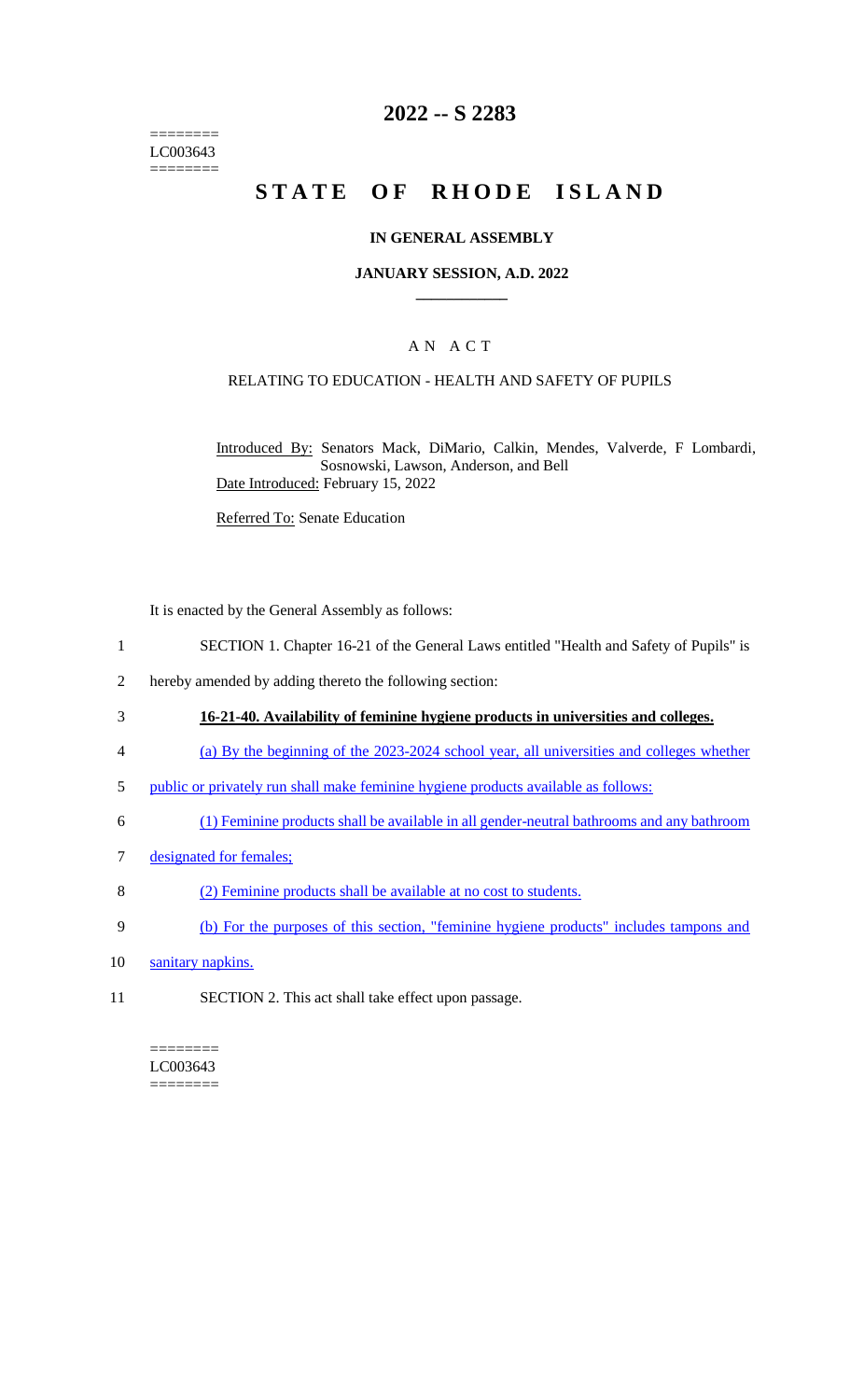========
LC003643
========

# 2022 -- S 2283

# STATE OF RHODE ISLAND

## IN GENERAL ASSEMBLY

### JANUARY SESSION, A.D. 2022

## A N A C T

### RELATING TO EDUCATION - HEALTH AND SAFETY OF PUPILS

Introduced By: Senators Mack, DiMario, Calkin, Mendes, Valverde, F Lombardi, Sosnowski, Lawson, Anderson, and Bell

Date Introduced: February 15, 2022

Referred To: Senate Education

It is enacted by the General Assembly as follows:

1 SECTION 1. Chapter 16-21 of the General Laws entitled "Health and Safety of Pupils" is
2 hereby amended by adding thereto the following section:

3 **16-21-40. Availability of feminine hygiene products in universities and colleges.**

4 (a) By the beginning of the 2023-2024 school year, all universities and colleges whether
5 public or privately run shall make feminine hygiene products available as follows:

6 (1) Feminine products shall be available in all gender-neutral bathrooms and any bathroom
7 designated for females;

8 (2) Feminine products shall be available at no cost to students.

9 (b) For the purposes of this section, "feminine hygiene products" includes tampons and
10 sanitary napkins.

11 SECTION 2. This act shall take effect upon passage.

========
LC003643
========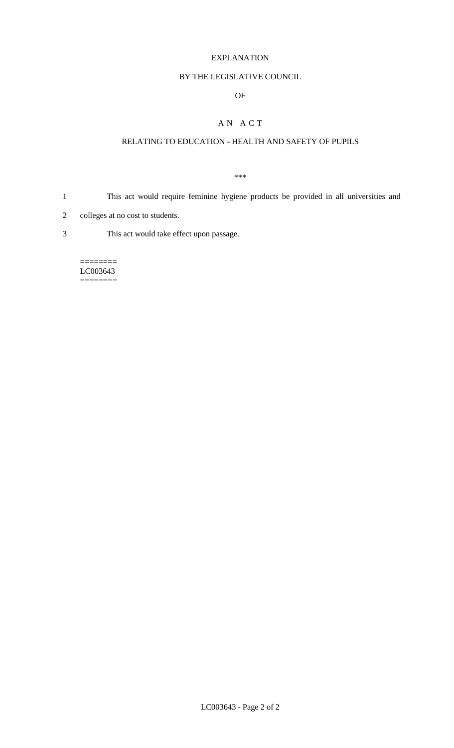EXPLANATION

BY THE LEGISLATIVE COUNCIL

OF

A N A C T

RELATING TO EDUCATION - HEALTH AND SAFETY OF PUPILS

\*\*\*

1 This act would require feminine hygiene products be provided in all universities and

2 colleges at no cost to students.

3 This act would take effect upon passage.

========
LC003643
========